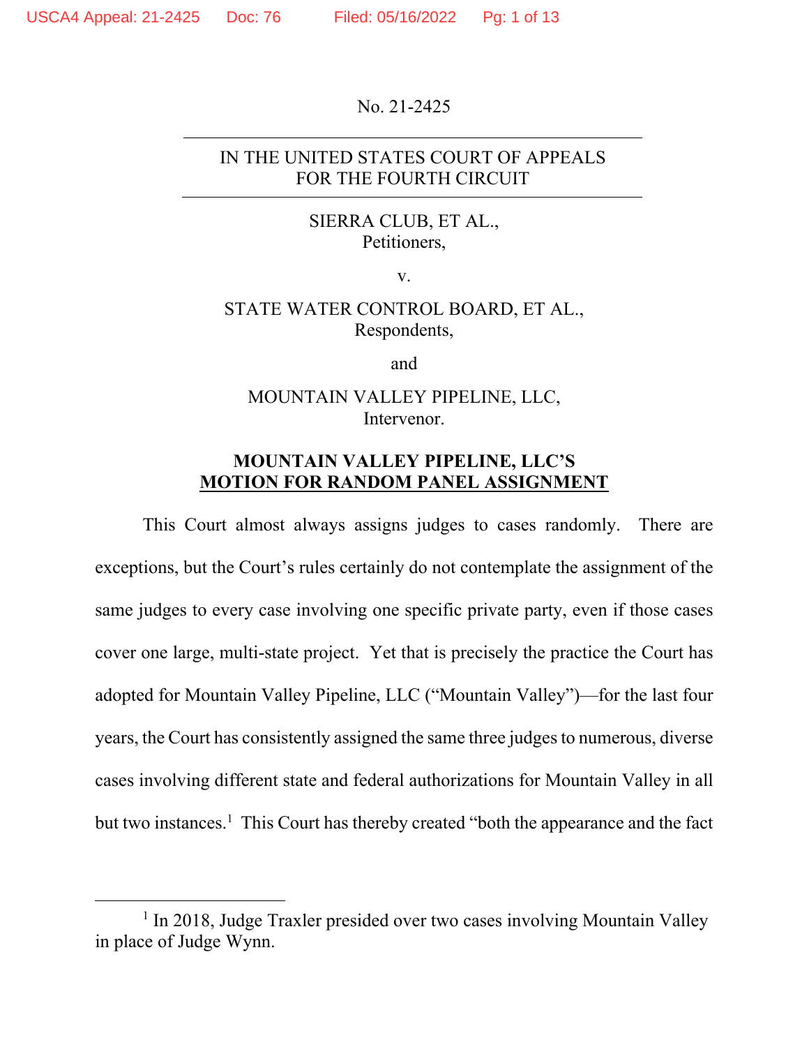No. 21-2425

---

IN THE UNITED STATES COURT OF APPEALS
FOR THE FOURTH CIRCUIT

---

SIERRA CLUB, ET AL.,
Petitioners,

v.

STATE WATER CONTROL BOARD, ET AL.,
Respondents,

and

MOUNTAIN VALLEY PIPELINE, LLC,
Intervenor.

**MOUNTAIN VALLEY PIPELINE, LLC'S**
**MOTION FOR RANDOM PANEL ASSIGNMENT**

This Court almost always assigns judges to cases randomly. There are exceptions, but the Court's rules certainly do not contemplate the assignment of the same judges to every case involving one specific private party, even if those cases cover one large, multi-state project. Yet that is precisely the practice the Court has adopted for Mountain Valley Pipeline, LLC ("Mountain Valley")—for the last four years, the Court has consistently assigned the same three judges to numerous, diverse cases involving different state and federal authorizations for Mountain Valley in all but two instances.[1] This Court has thereby created "both the appearance and the fact

---

[1] In 2018, Judge Traxler presided over two cases involving Mountain Valley in place of Judge Wynn.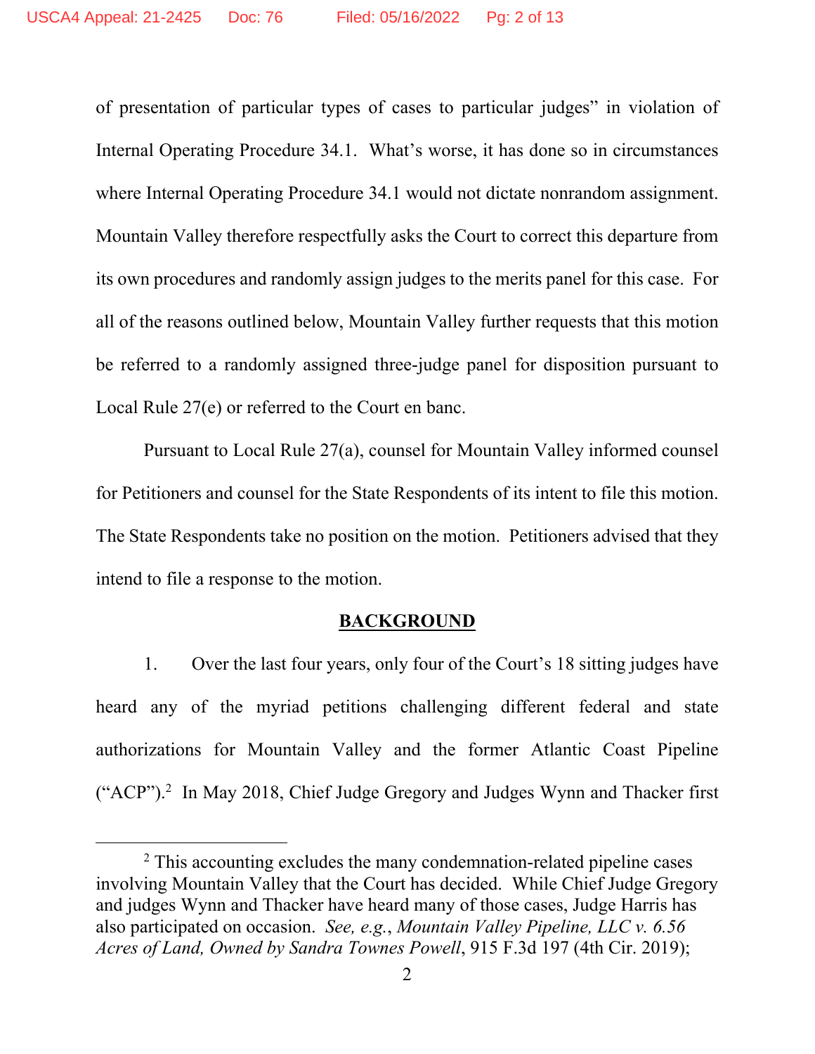of presentation of particular types of cases to particular judges" in violation of Internal Operating Procedure 34.1. What's worse, it has done so in circumstances where Internal Operating Procedure 34.1 would not dictate nonrandom assignment. Mountain Valley therefore respectfully asks the Court to correct this departure from its own procedures and randomly assign judges to the merits panel for this case. For all of the reasons outlined below, Mountain Valley further requests that this motion be referred to a randomly assigned three-judge panel for disposition pursuant to Local Rule 27(e) or referred to the Court en banc.

Pursuant to Local Rule 27(a), counsel for Mountain Valley informed counsel for Petitioners and counsel for the State Respondents of its intent to file this motion. The State Respondents take no position on the motion. Petitioners advised that they intend to file a response to the motion.

## BACKGROUND

1. Over the last four years, only four of the Court's 18 sitting judges have heard any of the myriad petitions challenging different federal and state authorizations for Mountain Valley and the former Atlantic Coast Pipeline ("ACP").[2] In May 2018, Chief Judge Gregory and Judges Wynn and Thacker first

[2] This accounting excludes the many condemnation-related pipeline cases involving Mountain Valley that the Court has decided. While Chief Judge Gregory and judges Wynn and Thacker have heard many of those cases, Judge Harris has also participated on occasion. *See, e.g.*, *Mountain Valley Pipeline, LLC v. 6.56 Acres of Land, Owned by Sandra Townes Powell*, 915 F.3d 197 (4th Cir. 2019);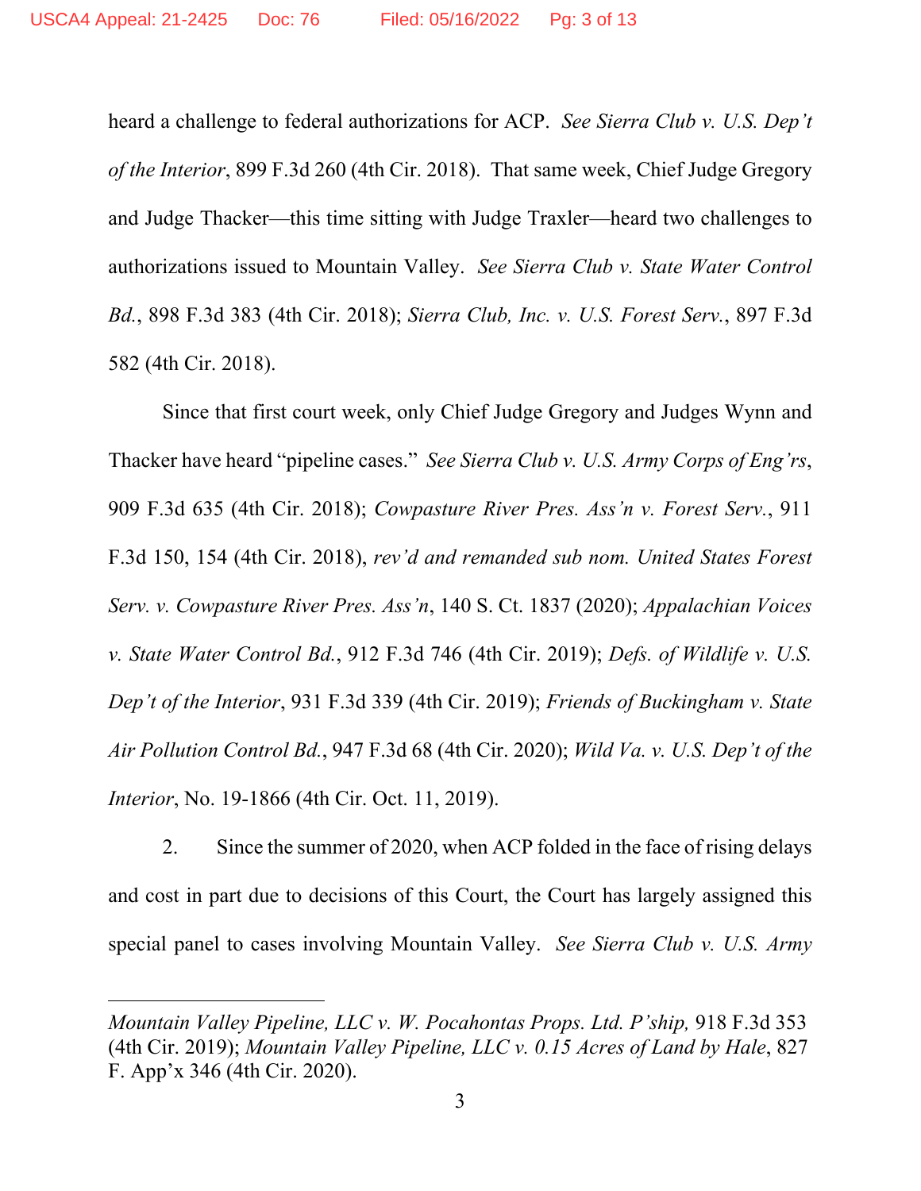heard a challenge to federal authorizations for ACP. *See Sierra Club v. U.S. Dep't of the Interior*, 899 F.3d 260 (4th Cir. 2018). That same week, Chief Judge Gregory and Judge Thacker—this time sitting with Judge Traxler—heard two challenges to authorizations issued to Mountain Valley. *See Sierra Club v. State Water Control Bd.*, 898 F.3d 383 (4th Cir. 2018); *Sierra Club, Inc. v. U.S. Forest Serv.*, 897 F.3d 582 (4th Cir. 2018).

Since that first court week, only Chief Judge Gregory and Judges Wynn and Thacker have heard "pipeline cases." *See Sierra Club v. U.S. Army Corps of Eng'rs*, 909 F.3d 635 (4th Cir. 2018); *Cowpasture River Pres. Ass'n v. Forest Serv.*, 911 F.3d 150, 154 (4th Cir. 2018), *rev'd and remanded sub nom. United States Forest Serv. v. Cowpasture River Pres. Ass'n*, 140 S. Ct. 1837 (2020); *Appalachian Voices v. State Water Control Bd.*, 912 F.3d 746 (4th Cir. 2019); *Defs. of Wildlife v. U.S. Dep't of the Interior*, 931 F.3d 339 (4th Cir. 2019); *Friends of Buckingham v. State Air Pollution Control Bd.*, 947 F.3d 68 (4th Cir. 2020); *Wild Va. v. U.S. Dep't of the Interior*, No. 19-1866 (4th Cir. Oct. 11, 2019).

2. Since the summer of 2020, when ACP folded in the face of rising delays and cost in part due to decisions of this Court, the Court has largely assigned this special panel to cases involving Mountain Valley. *See Sierra Club v. U.S. Army*

---

*Mountain Valley Pipeline, LLC v. W. Pocahontas Props. Ltd. P'ship,* 918 F.3d 353 (4th Cir. 2019); *Mountain Valley Pipeline, LLC v. 0.15 Acres of Land by Hale*, 827 F. App'x 346 (4th Cir. 2020).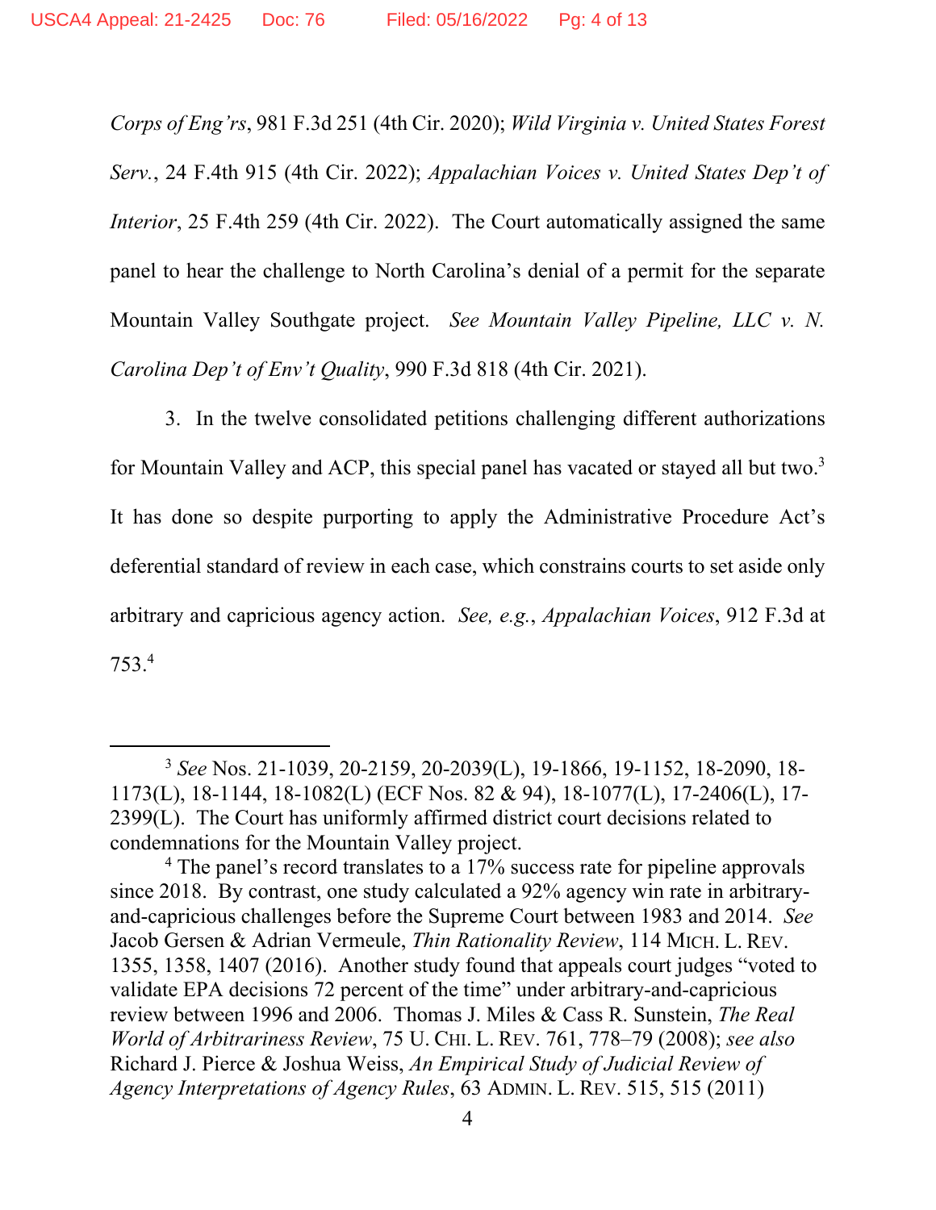*Corps of Eng'rs*, 981 F.3d 251 (4th Cir. 2020); *Wild Virginia v. United States Forest Serv.*, 24 F.4th 915 (4th Cir. 2022); *Appalachian Voices v. United States Dep't of Interior*, 25 F.4th 259 (4th Cir. 2022). The Court automatically assigned the same panel to hear the challenge to North Carolina's denial of a permit for the separate Mountain Valley Southgate project. *See Mountain Valley Pipeline, LLC v. N. Carolina Dep't of Env't Quality*, 990 F.3d 818 (4th Cir. 2021).

3. In the twelve consolidated petitions challenging different authorizations for Mountain Valley and ACP, this special panel has vacated or stayed all but two.[3] It has done so despite purporting to apply the Administrative Procedure Act's deferential standard of review in each case, which constrains courts to set aside only arbitrary and capricious agency action. *See, e.g.*, *Appalachian Voices*, 912 F.3d at 753.[4]

---

[3] *See* Nos. 21-1039, 20-2159, 20-2039(L), 19-1866, 19-1152, 18-2090, 18-1173(L), 18-1144, 18-1082(L) (ECF Nos. 82 & 94), 18-1077(L), 17-2406(L), 17-2399(L). The Court has uniformly affirmed district court decisions related to condemnations for the Mountain Valley project.

[4] The panel's record translates to a 17% success rate for pipeline approvals since 2018. By contrast, one study calculated a 92% agency win rate in arbitrary-and-capricious challenges before the Supreme Court between 1983 and 2014. *See* Jacob Gersen & Adrian Vermeule, *Thin Rationality Review*, 114 MICH. L. REV. 1355, 1358, 1407 (2016). Another study found that appeals court judges "voted to validate EPA decisions 72 percent of the time" under arbitrary-and-capricious review between 1996 and 2006. Thomas J. Miles & Cass R. Sunstein, *The Real World of Arbitrariness Review*, 75 U. CHI. L. REV. 761, 778–79 (2008); *see also* Richard J. Pierce & Joshua Weiss, *An Empirical Study of Judicial Review of Agency Interpretations of Agency Rules*, 63 ADMIN. L. REV. 515, 515 (2011)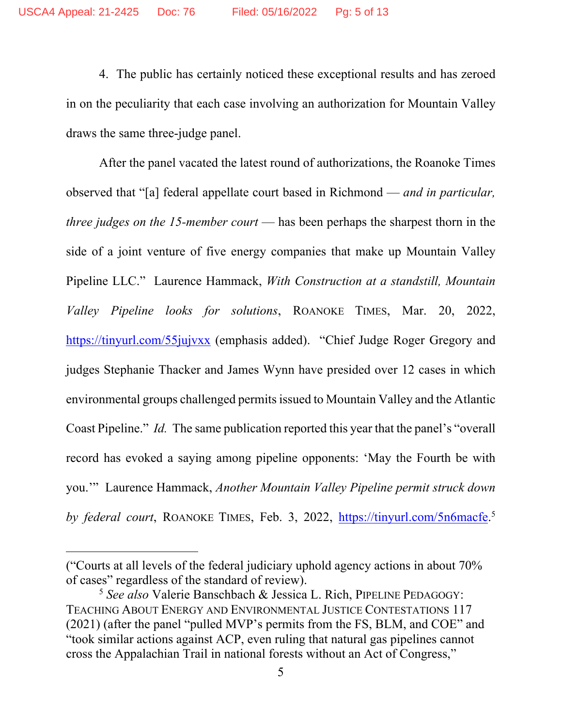4. The public has certainly noticed these exceptional results and has zeroed in on the peculiarity that each case involving an authorization for Mountain Valley draws the same three-judge panel.

After the panel vacated the latest round of authorizations, the Roanoke Times observed that "[a] federal appellate court based in Richmond — *and in particular, three judges on the 15-member court* — has been perhaps the sharpest thorn in the side of a joint venture of five energy companies that make up Mountain Valley Pipeline LLC." Laurence Hammack, *With Construction at a standstill, Mountain Valley Pipeline looks for solutions*, ROANOKE TIMES, Mar. 20, 2022, https://tinyurl.com/55jujvxx (emphasis added). "Chief Judge Roger Gregory and judges Stephanie Thacker and James Wynn have presided over 12 cases in which environmental groups challenged permits issued to Mountain Valley and the Atlantic Coast Pipeline." *Id.* The same publication reported this year that the panel's "overall record has evoked a saying among pipeline opponents: 'May the Fourth be with you.'" Laurence Hammack, *Another Mountain Valley Pipeline permit struck down by federal court*, ROANOKE TIMES, Feb. 3, 2022, https://tinyurl.com/5n6macfe.[5]

---

("Courts at all levels of the federal judiciary uphold agency actions in about 70% of cases" regardless of the standard of review).

[5] *See also* Valerie Banschbach & Jessica L. Rich, PIPELINE PEDAGOGY: TEACHING ABOUT ENERGY AND ENVIRONMENTAL JUSTICE CONTESTATIONS 117 (2021) (after the panel "pulled MVP's permits from the FS, BLM, and COE" and "took similar actions against ACP, even ruling that natural gas pipelines cannot cross the Appalachian Trail in national forests without an Act of Congress,"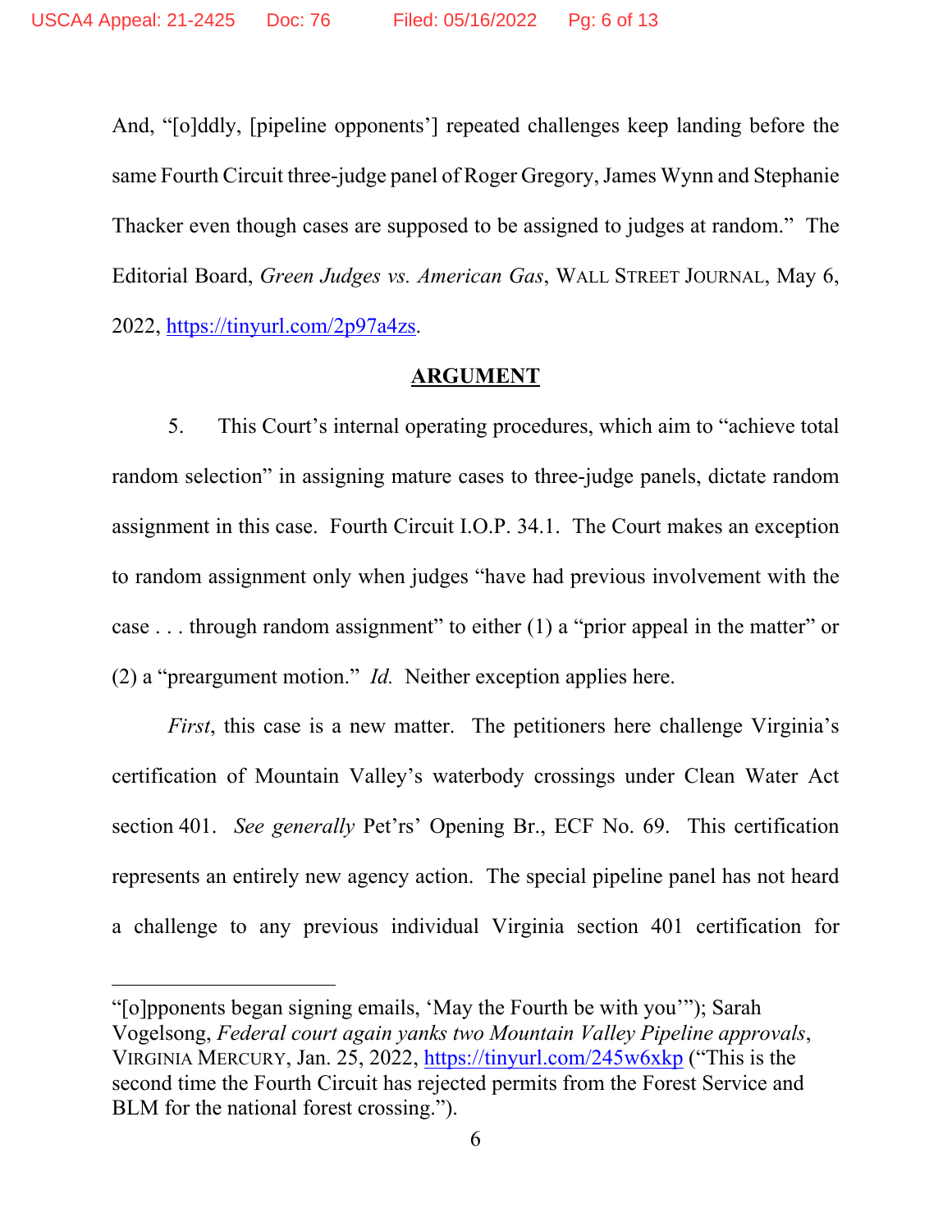And, "[o]ddly, [pipeline opponents'] repeated challenges keep landing before the same Fourth Circuit three-judge panel of Roger Gregory, James Wynn and Stephanie Thacker even though cases are supposed to be assigned to judges at random." The Editorial Board, *Green Judges vs. American Gas*, WALL STREET JOURNAL, May 6, 2022, https://tinyurl.com/2p97a4zs.

## ARGUMENT

5. This Court's internal operating procedures, which aim to "achieve total random selection" in assigning mature cases to three-judge panels, dictate random assignment in this case. Fourth Circuit I.O.P. 34.1. The Court makes an exception to random assignment only when judges "have had previous involvement with the case . . . through random assignment" to either (1) a "prior appeal in the matter" or (2) a "preargument motion." *Id.* Neither exception applies here.

*First*, this case is a new matter. The petitioners here challenge Virginia's certification of Mountain Valley's waterbody crossings under Clean Water Act section 401. *See generally* Pet'rs' Opening Br., ECF No. 69. This certification represents an entirely new agency action. The special pipeline panel has not heard a challenge to any previous individual Virginia section 401 certification for

---

"[o]pponents began signing emails, 'May the Fourth be with you'"); Sarah Vogelsong, *Federal court again yanks two Mountain Valley Pipeline approvals*, VIRGINIA MERCURY, Jan. 25, 2022, https://tinyurl.com/245w6xkp ("This is the second time the Fourth Circuit has rejected permits from the Forest Service and BLM for the national forest crossing.").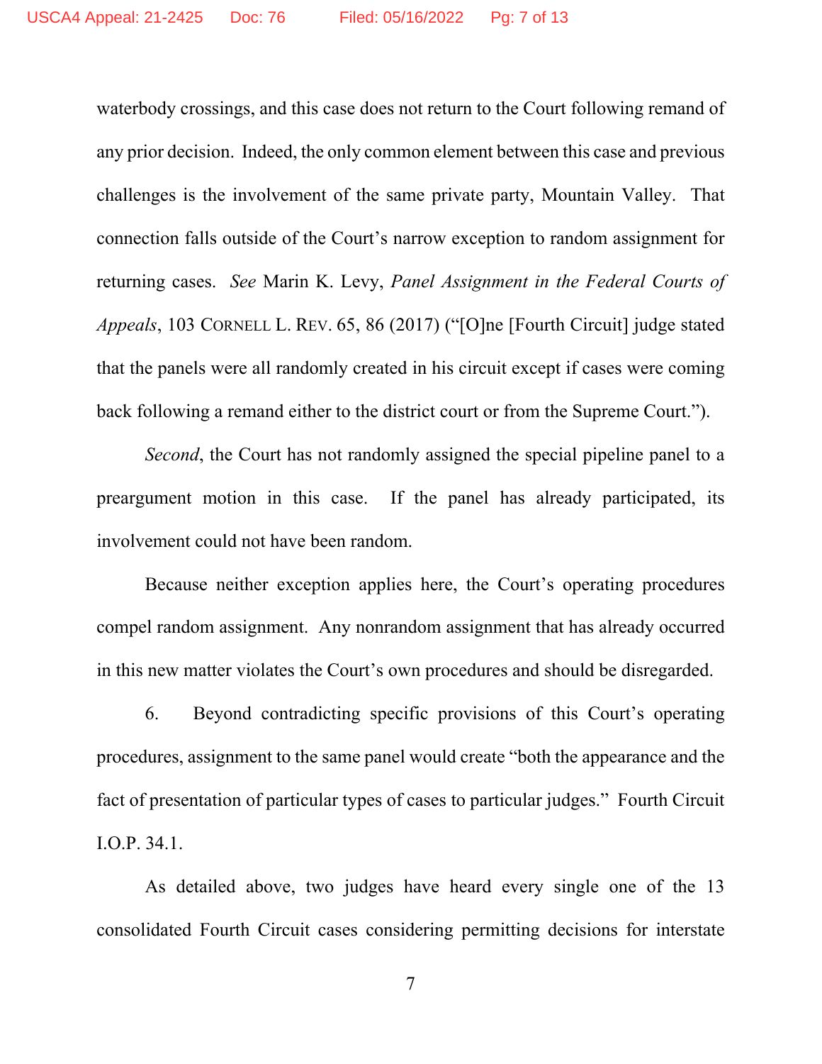waterbody crossings, and this case does not return to the Court following remand of any prior decision. Indeed, the only common element between this case and previous challenges is the involvement of the same private party, Mountain Valley. That connection falls outside of the Court's narrow exception to random assignment for returning cases. *See* Marin K. Levy, *Panel Assignment in the Federal Courts of Appeals*, 103 CORNELL L. REV. 65, 86 (2017) ("[O]ne [Fourth Circuit] judge stated that the panels were all randomly created in his circuit except if cases were coming back following a remand either to the district court or from the Supreme Court.").

*Second*, the Court has not randomly assigned the special pipeline panel to a preargument motion in this case. If the panel has already participated, its involvement could not have been random.

Because neither exception applies here, the Court's operating procedures compel random assignment. Any nonrandom assignment that has already occurred in this new matter violates the Court's own procedures and should be disregarded.

6. Beyond contradicting specific provisions of this Court's operating procedures, assignment to the same panel would create "both the appearance and the fact of presentation of particular types of cases to particular judges." Fourth Circuit I.O.P. 34.1.

As detailed above, two judges have heard every single one of the 13 consolidated Fourth Circuit cases considering permitting decisions for interstate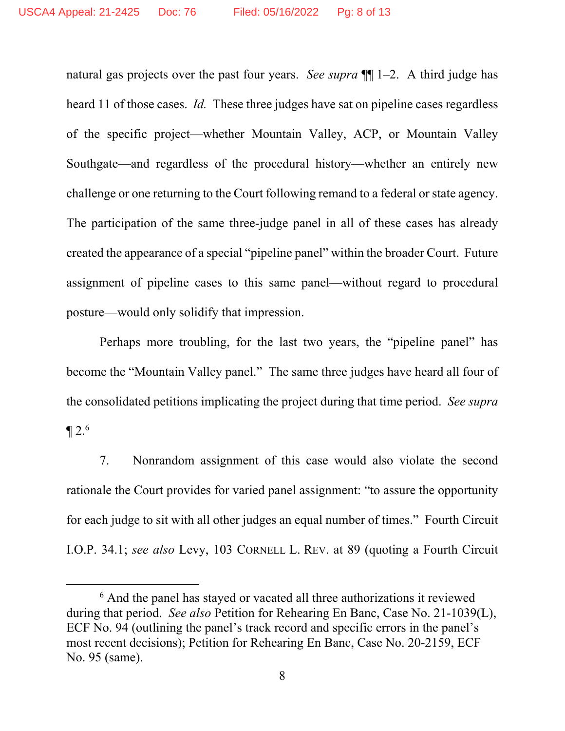natural gas projects over the past four years. *See supra* ¶¶ 1–2. A third judge has heard 11 of those cases. *Id.* These three judges have sat on pipeline cases regardless of the specific project—whether Mountain Valley, ACP, or Mountain Valley Southgate—and regardless of the procedural history—whether an entirely new challenge or one returning to the Court following remand to a federal or state agency. The participation of the same three-judge panel in all of these cases has already created the appearance of a special "pipeline panel" within the broader Court. Future assignment of pipeline cases to this same panel—without regard to procedural posture—would only solidify that impression.

Perhaps more troubling, for the last two years, the "pipeline panel" has become the "Mountain Valley panel." The same three judges have heard all four of the consolidated petitions implicating the project during that time period. *See supra* ¶ 2.[6]

7. Nonrandom assignment of this case would also violate the second rationale the Court provides for varied panel assignment: "to assure the opportunity for each judge to sit with all other judges an equal number of times." Fourth Circuit I.O.P. 34.1; *see also* Levy, 103 CORNELL L. REV. at 89 (quoting a Fourth Circuit

---

[6] And the panel has stayed or vacated all three authorizations it reviewed during that period. *See also* Petition for Rehearing En Banc, Case No. 21-1039(L), ECF No. 94 (outlining the panel's track record and specific errors in the panel's most recent decisions); Petition for Rehearing En Banc, Case No. 20-2159, ECF No. 95 (same).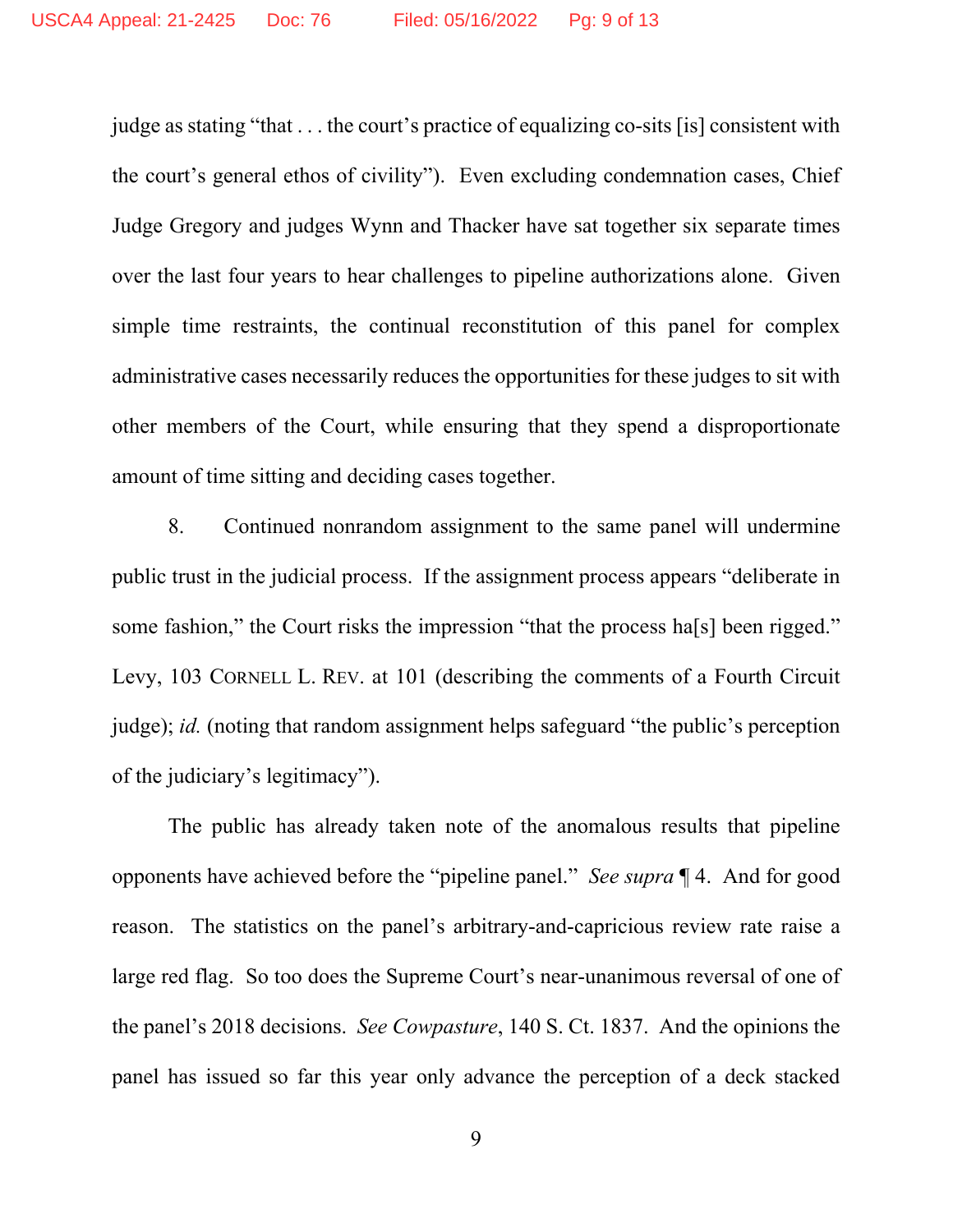judge as stating "that . . . the court's practice of equalizing co-sits [is] consistent with the court's general ethos of civility"). Even excluding condemnation cases, Chief Judge Gregory and judges Wynn and Thacker have sat together six separate times over the last four years to hear challenges to pipeline authorizations alone. Given simple time restraints, the continual reconstitution of this panel for complex administrative cases necessarily reduces the opportunities for these judges to sit with other members of the Court, while ensuring that they spend a disproportionate amount of time sitting and deciding cases together.

8. Continued nonrandom assignment to the same panel will undermine public trust in the judicial process. If the assignment process appears "deliberate in some fashion," the Court risks the impression "that the process ha[s] been rigged." Levy, 103 CORNELL L. REV. at 101 (describing the comments of a Fourth Circuit judge); *id.* (noting that random assignment helps safeguard "the public's perception of the judiciary's legitimacy").

The public has already taken note of the anomalous results that pipeline opponents have achieved before the "pipeline panel." *See supra* ¶ 4. And for good reason. The statistics on the panel's arbitrary-and-capricious review rate raise a large red flag. So too does the Supreme Court's near-unanimous reversal of one of the panel's 2018 decisions. *See Cowpasture*, 140 S. Ct. 1837. And the opinions the panel has issued so far this year only advance the perception of a deck stacked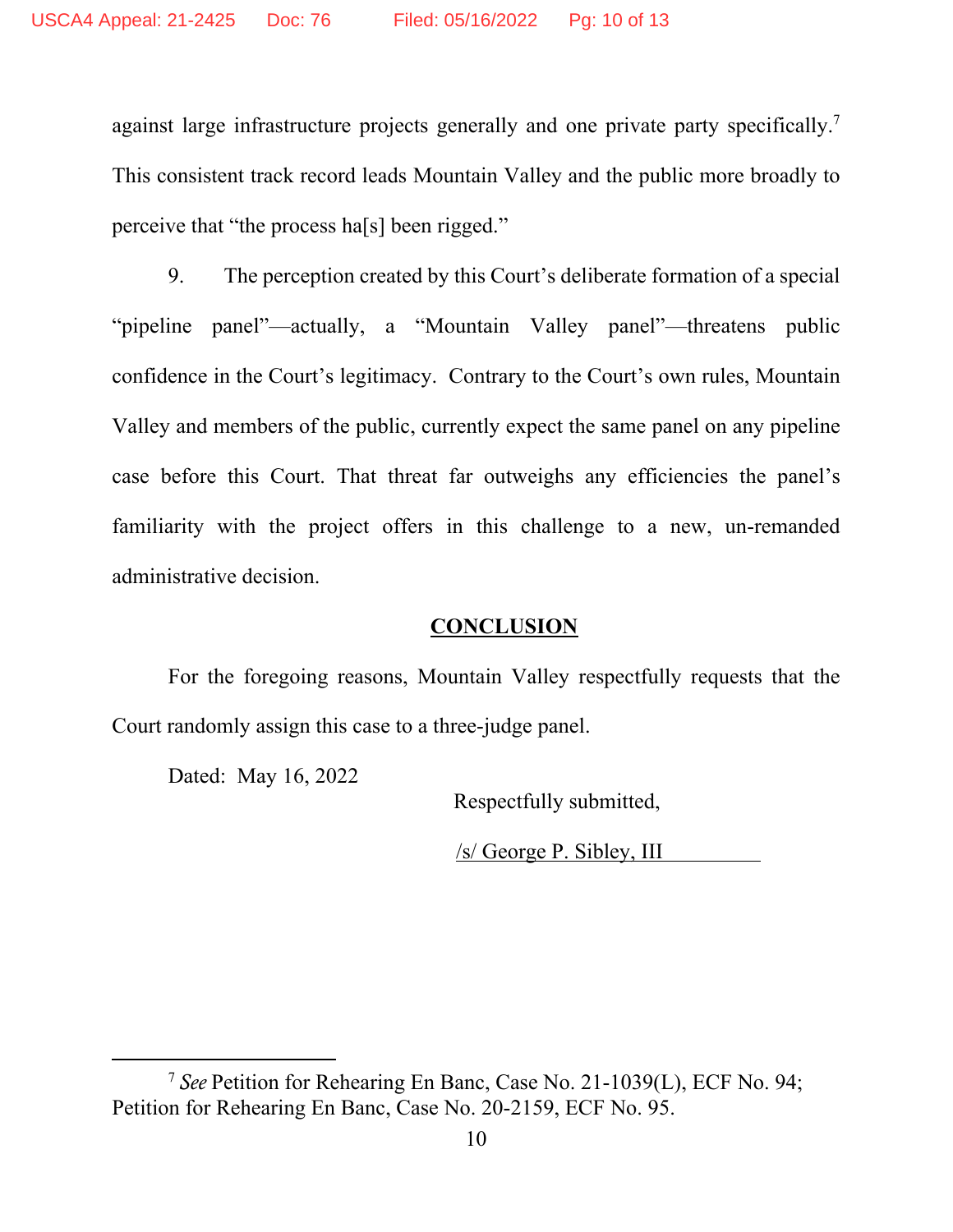against large infrastructure projects generally and one private party specifically.[7] This consistent track record leads Mountain Valley and the public more broadly to perceive that "the process ha[s] been rigged."

9. The perception created by this Court's deliberate formation of a special "pipeline panel"—actually, a "Mountain Valley panel"—threatens public confidence in the Court's legitimacy. Contrary to the Court's own rules, Mountain Valley and members of the public, currently expect the same panel on any pipeline case before this Court. That threat far outweighs any efficiencies the panel's familiarity with the project offers in this challenge to a new, un-remanded administrative decision.

## CONCLUSION

For the foregoing reasons, Mountain Valley respectfully requests that the Court randomly assign this case to a three-judge panel.

Dated: May 16, 2022

Respectfully submitted,

/s/ George P. Sibley, III

---

[7] *See* Petition for Rehearing En Banc, Case No. 21-1039(L), ECF No. 94; Petition for Rehearing En Banc, Case No. 20-2159, ECF No. 95.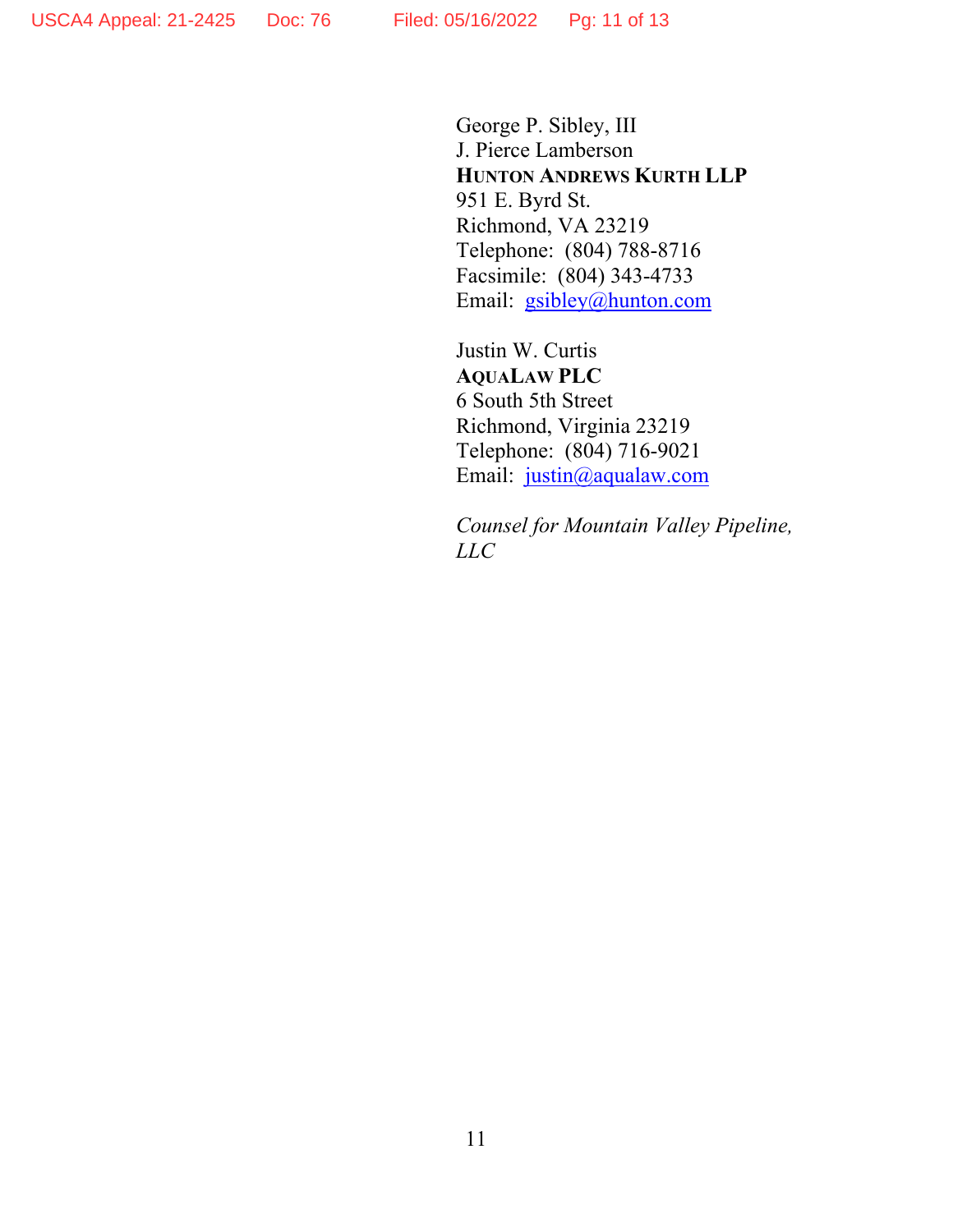George P. Sibley, III  
J. Pierce Lamberson  
**HUNTON ANDREWS KURTH LLP**  
951 E. Byrd St.  
Richmond, VA 23219  
Telephone: (804) 788-8716  
Facsimile: (804) 343-4733  
Email: gsibley@hunton.com

Justin W. Curtis  
**AQUALAW PLC**  
6 South 5th Street  
Richmond, Virginia 23219  
Telephone: (804) 716-9021  
Email: justin@aqualaw.com

*Counsel for Mountain Valley Pipeline, LLC*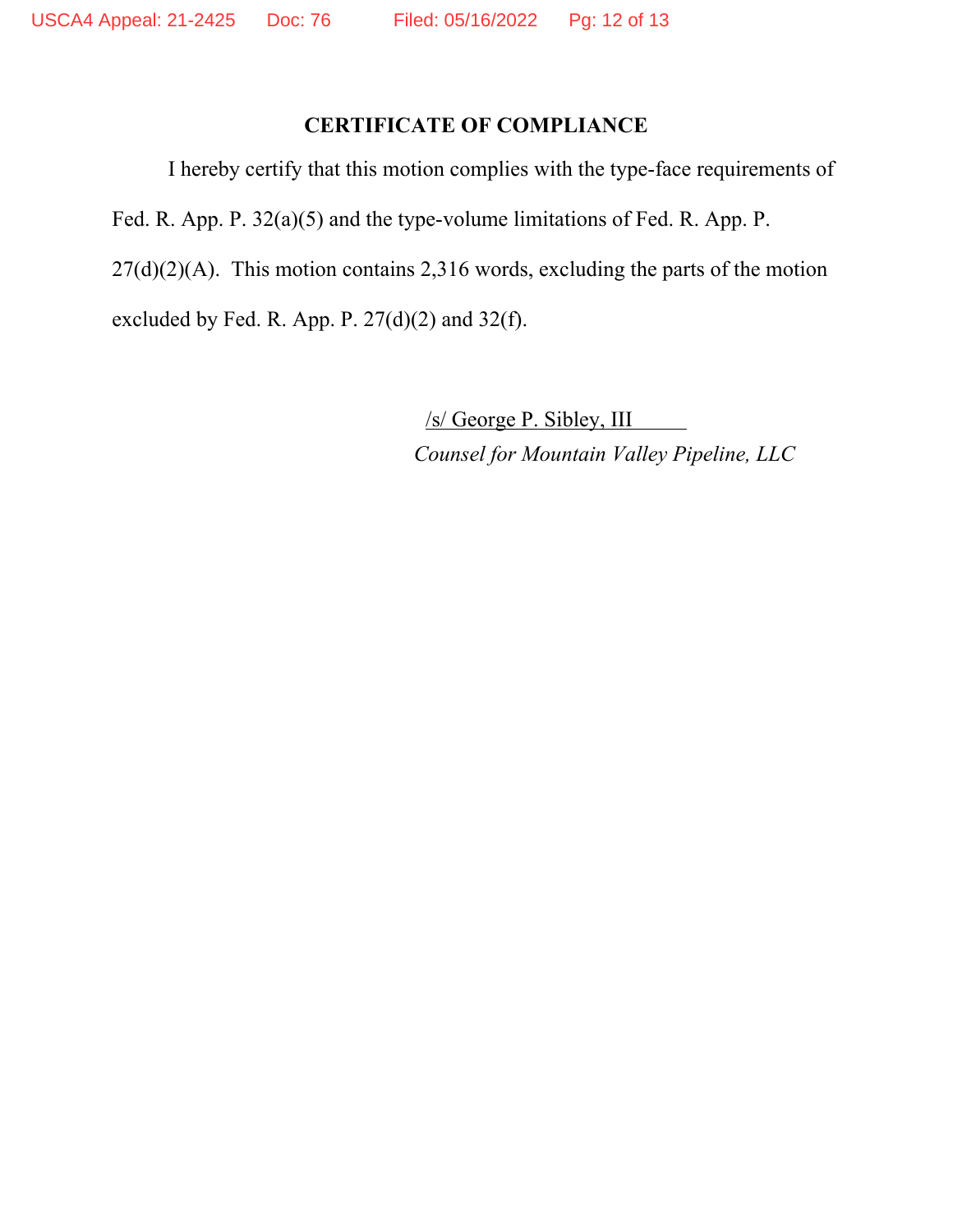## CERTIFICATE OF COMPLIANCE

I hereby certify that this motion complies with the type-face requirements of Fed. R. App. P. 32(a)(5) and the type-volume limitations of Fed. R. App. P. 27(d)(2)(A). This motion contains 2,316 words, excluding the parts of the motion excluded by Fed. R. App. P. 27(d)(2) and 32(f).

/s/ George P. Sibley, III
*Counsel for Mountain Valley Pipeline, LLC*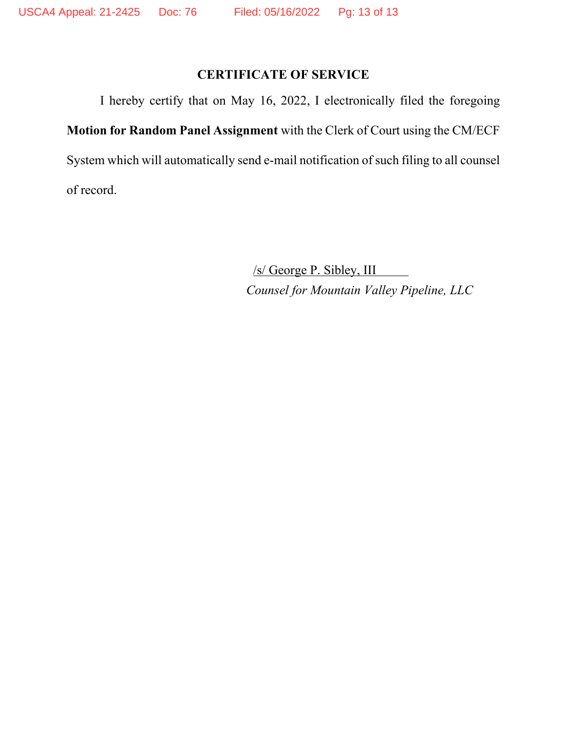## CERTIFICATE OF SERVICE

I hereby certify that on May 16, 2022, I electronically filed the foregoing **Motion for Random Panel Assignment** with the Clerk of Court using the CM/ECF System which will automatically send e-mail notification of such filing to all counsel of record.

/s/ George P. Sibley, III
*Counsel for Mountain Valley Pipeline, LLC*